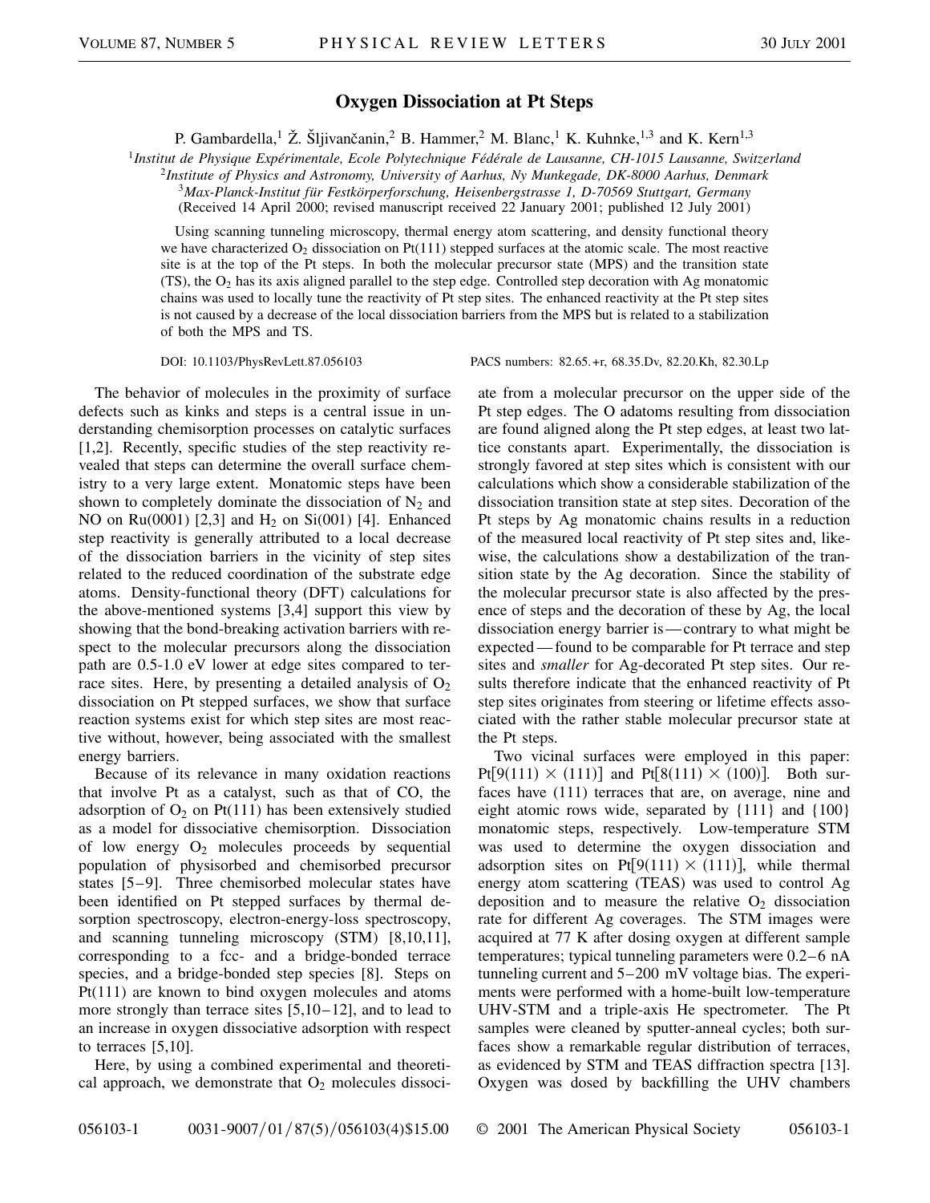# Oxygen Dissociation at Pt Steps

P. Gambardella,[1] Ž. Šljivančanin,[2] B. Hammer,[2] M. Blanc,[1] K. Kuhnke,[1,3] and K. Kern[1,3]

[1]*Institut de Physique Expérimentale, Ecole Polytechnique Fédérale de Lausanne, CH-1015 Lausanne, Switzerland*
[2]*Institute of Physics and Astronomy, University of Aarhus, Ny Munkegade, DK-8000 Aarhus, Denmark*
[3]*Max-Planck-Institut für Festkörperforschung, Heisenbergstrasse 1, D-70569 Stuttgart, Germany*
(Received 14 April 2000; revised manuscript received 22 January 2001; published 12 July 2001)

Using scanning tunneling microscopy, thermal energy atom scattering, and density functional theory we have characterized $O_2$ dissociation on Pt(111) stepped surfaces at the atomic scale. The most reactive site is at the top of the Pt steps. In both the molecular precursor state (MPS) and the transition state (TS), the $O_2$ has its axis aligned parallel to the step edge. Controlled step decoration with Ag monatomic chains was used to locally tune the reactivity of Pt step sites. The enhanced reactivity at the Pt step sites is not caused by a decrease of the local dissociation barriers from the MPS but is related to a stabilization of both the MPS and TS.

DOI: 10.1103/PhysRevLett.87.056103 PACS numbers: 82.65.+r, 68.35.Dv, 82.20.Kh, 82.30.Lp

The behavior of molecules in the proximity of surface defects such as kinks and steps is a central issue in understanding chemisorption processes on catalytic surfaces [1,2]. Recently, specific studies of the step reactivity revealed that steps can determine the overall surface chemistry to a very large extent. Monatomic steps have been shown to completely dominate the dissociation of $N_2$ and NO on Ru(0001) [2,3] and $H_2$ on Si(001) [4]. Enhanced step reactivity is generally attributed to a local decrease of the dissociation barriers in the vicinity of step sites related to the reduced coordination of the substrate edge atoms. Density-functional theory (DFT) calculations for the above-mentioned systems [3,4] support this view by showing that the bond-breaking activation barriers with respect to the molecular precursors along the dissociation path are 0.5-1.0 eV lower at edge sites compared to terrace sites. Here, by presenting a detailed analysis of $O_2$ dissociation on Pt stepped surfaces, we show that surface reaction systems exist for which step sites are most reactive without, however, being associated with the smallest energy barriers.

Because of its relevance in many oxidation reactions that involve Pt as a catalyst, such as that of CO, the adsorption of $O_2$ on Pt(111) has been extensively studied as a model for dissociative chemisorption. Dissociation of low energy $O_2$ molecules proceeds by sequential population of physisorbed and chemisorbed precursor states [5–9]. Three chemisorbed molecular states have been identified on Pt stepped surfaces by thermal desorption spectroscopy, electron-energy-loss spectroscopy, and scanning tunneling microscopy (STM) [8,10,11], corresponding to a fcc- and a bridge-bonded terrace species, and a bridge-bonded step species [8]. Steps on Pt(111) are known to bind oxygen molecules and atoms more strongly than terrace sites [5,10–12], and to lead to an increase in oxygen dissociative adsorption with respect to terraces [5,10].

Here, by using a combined experimental and theoretical approach, we demonstrate that $O_2$ molecules dissociate from a molecular precursor on the upper side of the Pt step edges. The O adatoms resulting from dissociation are found aligned along the Pt step edges, at least two lattice constants apart. Experimentally, the dissociation is strongly favored at step sites which is consistent with our calculations which show a considerable stabilization of the dissociation transition state at step sites. Decoration of the Pt steps by Ag monatomic chains results in a reduction of the measured local reactivity of Pt step sites and, likewise, the calculations show a destabilization of the transition state by the Ag decoration. Since the stability of the molecular precursor state is also affected by the presence of steps and the decoration of these by Ag, the local dissociation energy barrier is—contrary to what might be expected—found to be comparable for Pt terrace and step sites and *smaller* for Ag-decorated Pt step sites. Our results therefore indicate that the enhanced reactivity of Pt step sites originates from steering or lifetime effects associated with the rather stable molecular precursor state at the Pt steps.

Two vicinal surfaces were employed in this paper: Pt[9(111) × (111)] and Pt[8(111) × (100)]. Both surfaces have (111) terraces that are, on average, nine and eight atomic rows wide, separated by {111} and {100} monatomic steps, respectively. Low-temperature STM was used to determine the oxygen dissociation and adsorption sites on Pt[9(111) × (111)], while thermal energy atom scattering (TEAS) was used to control Ag deposition and to measure the relative $O_2$ dissociation rate for different Ag coverages. The STM images were acquired at 77 K after dosing oxygen at different sample temperatures; typical tunneling parameters were 0.2–6 nA tunneling current and 5–200 mV voltage bias. The experiments were performed with a home-built low-temperature UHV-STM and a triple-axis He spectrometer. The Pt samples were cleaned by sputter-anneal cycles; both surfaces show a remarkable regular distribution of terraces, as evidenced by STM and TEAS diffraction spectra [13]. Oxygen was dosed by backfilling the UHV chambers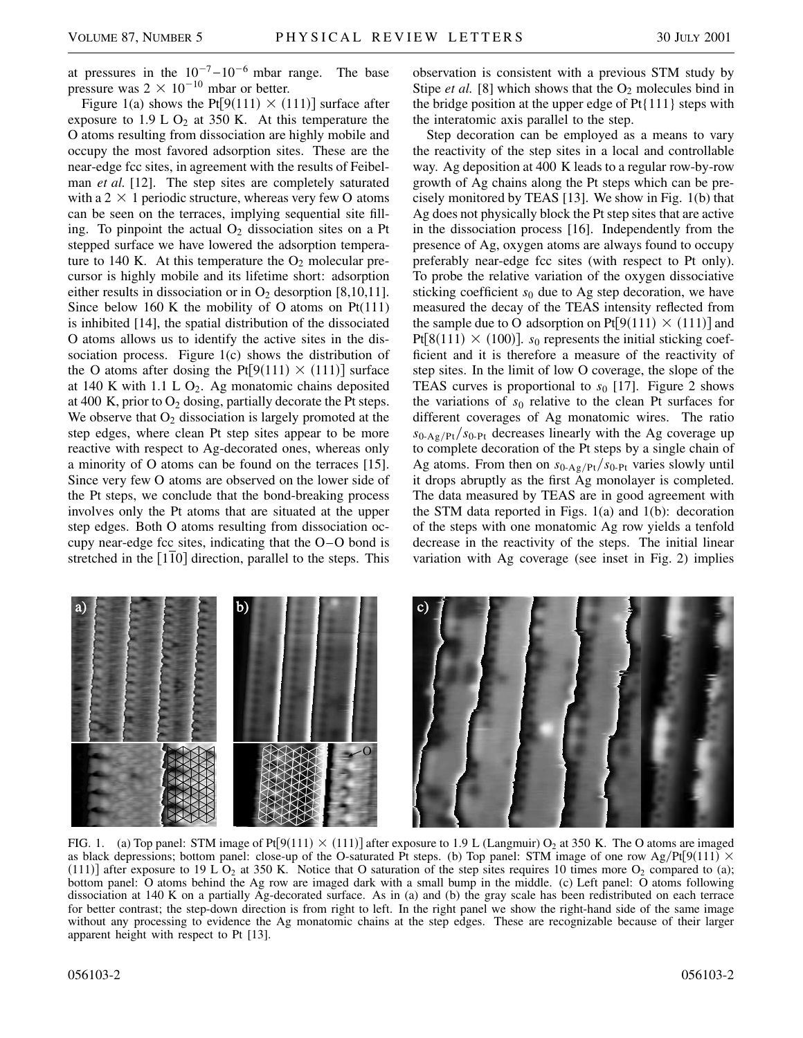at pressures in the $10^{-7}$–$10^{-6}$ mbar range. The base pressure was $2 \times 10^{-10}$ mbar or better.

Figure 1(a) shows the Pt[9(111) × (111)] surface after exposure to 1.9 L $O_2$ at 350 K. At this temperature the O atoms resulting from dissociation are highly mobile and occupy the most favored adsorption sites. These are the near-edge fcc sites, in agreement with the results of Feibelman *et al.* [12]. The step sites are completely saturated with a 2 × 1 periodic structure, whereas very few O atoms can be seen on the terraces, implying sequential site filling. To pinpoint the actual $O_2$ dissociation sites on a Pt stepped surface we have lowered the adsorption temperature to 140 K. At this temperature the $O_2$ molecular precursor is highly mobile and his lifetime short: adsorption either results in dissociation or in $O_2$ desorption [8,10,11]. Since below 160 K the mobility of O atoms on Pt(111) is inhibited [14], the spatial distribution of the dissociated O atoms allows us to identify the active sites in the dissociation process. Figure 1(c) shows the distribution of the O atoms after dosing the Pt[9(111) × (111)] surface at 140 K with 1.1 L $O_2$. Ag monatomic chains deposited at 400 K, prior to $O_2$ dosing, partially decorate the Pt steps. We observe that $O_2$ dissociation is largely promoted at the step edges, where clean Pt step sites appear to be more reactive with respect to Ag-decorated ones, whereas only a minority of O atoms can be found on the terraces [15]. Since very few O atoms are observed on the lower side of the Pt steps, we conclude that the bond-breaking process involves only the Pt atoms that are situated at the upper step edges. Both O atoms resulting from dissociation occupy near-edge fcc sites, indicating that the O–O bond is stretched in the $[1\bar{1}0]$ direction, parallel to the steps. This observation is consistent with a previous STM study by Stipe *et al.* [8] which shows that the $O_2$ molecules bind in the bridge position at the upper edge of Pt{111} steps with the interatomic axis parallel to the step.

Step decoration can be employed as a means to vary the reactivity of the step sites in a local and controllable way. Ag deposition at 400 K leads to a regular row-by-row growth of Ag chains along the Pt steps which can be precisely monitored by TEAS [13]. We show in Fig. 1(b) that Ag does not physically block the Pt step sites that are active in the dissociation process [16]. Independently from the presence of Ag, oxygen atoms are always found to occupy preferably near-edge fcc sites (with respect to Pt only). To probe the relative variation of the oxygen dissociative sticking coefficient $s_0$ due to Ag step decoration, we have measured the decay of the TEAS intensity reflected from the sample due to O adsorption on Pt[9(111) × (111)] and Pt[8(111) × (100)]. $s_0$ represents the initial sticking coefficient and it is therefore a measure of the reactivity of step sites. In the limit of low O coverage, the slope of the TEAS curves is proportional to $s_0$ [17]. Figure 2 shows the variations of $s_0$ relative to the clean Pt surfaces for different coverages of Ag monatomic wires. The ratio $s_{0\text{-Ag/Pt}}/s_{0\text{-Pt}}$ decreases linearly with the Ag coverage up to complete decoration of the Pt steps by a single chain of Ag atoms. From then on $s_{0\text{-Ag/Pt}}/s_{0\text{-Pt}}$ varies slowly until it drops abruptly as the first Ag monolayer is completed. The data measured by TEAS are in good agreement with the STM data reported in Figs. 1(a) and 1(b): decoration of the steps with one monatomic Ag row yields a tenfold decrease in the reactivity of the steps. The initial linear variation with Ag coverage (see inset in Fig. 2) implies

FIG. 1. (a) Top panel: STM image of Pt[9(111) × (111)] after exposure to 1.9 L (Langmuir) $O_2$ at 350 K. The O atoms are imaged as black depressions; bottom panel: close-up of the O-saturated Pt steps. (b) Top panel: STM image of one row Ag/Pt[9(111) × (111)] after exposure to 19 L $O_2$ at 350 K. Notice that O saturation of the step sites requires 10 times more $O_2$ compared to (a); bottom panel: O atoms behind the Ag row are imaged dark with a small bump in the middle. (c) Left panel: O atoms following dissociation at 140 K on a partially Ag-decorated surface. As in (a) and (b) the gray scale has been redistributed on each terrace for better contrast; the step-down direction is from right to left. In the right panel we show the right-hand side of the same image without any processing to evidence the Ag monatomic chains at the step edges. These are recognizable because of their larger apparent height with respect to Pt [13].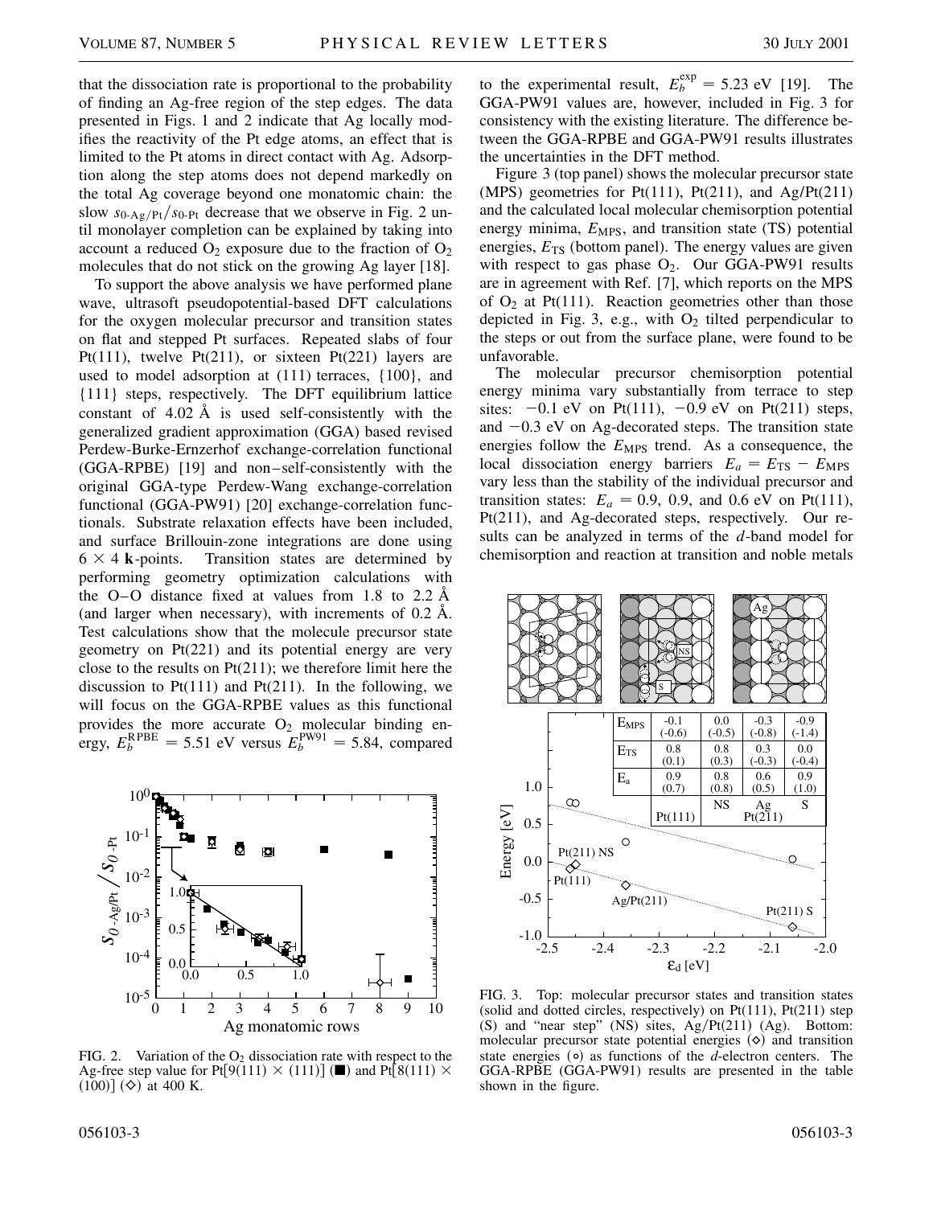that the dissociation rate is proportional to the probability of finding an Ag-free region of the step edges. The data presented in Figs. 1 and 2 indicate that Ag locally modifies the reactivity of the Pt edge atoms, an effect that is limited to the Pt atoms in direct contact with Ag. Adsorption along the step atoms does not depend markedly on the total Ag coverage beyond one monatomic chain: the slow $s_{0\text{-Ag/Pt}}/s_{0\text{-Pt}}$ decrease that we observe in Fig. 2 until monolayer completion can be explained by taking into account a reduced $O_2$ exposure due to the fraction of $O_2$ molecules that do not stick on the growing Ag layer [18].

To support the above analysis we have performed plane wave, ultrasoft pseudopotential-based DFT calculations for the oxygen molecular precursor and transition states on flat and stepped Pt surfaces. Repeated slabs of four Pt(111), twelve Pt(211), or sixteen Pt(221) layers are used to model adsorption at (111) terraces, {100}, and {111} steps, respectively. The DFT equilibrium lattice constant of 4.02 Å is used self-consistently with the generalized gradient approximation (GGA) based revised Perdew-Burke-Ernzerhof exchange-correlation functional (GGA-RPBE) [19] and non–self-consistently with the original GGA-type Perdew-Wang exchange-correlation functional (GGA-PW91) [20] exchange-correlation functionals. Substrate relaxation effects have been included, and surface Brillouin-zone integrations are done using $6 \times 4$ **k**-points. Transition states are determined by performing geometry optimization calculations with the O–O distance fixed at values from 1.8 to 2.2 Å (and larger when necessary), with increments of 0.2 Å. Test calculations show that the molecule precursor state geometry on Pt(221) and its potential energy are very close to the results on Pt(211); we therefore limit here the discussion to Pt(111) and Pt(211). In the following, we will focus on the GGA-RPBE values as this functional provides the more accurate $O_2$ molecular binding energy, $E_b^{\mathrm{RPBE}} = 5.51$ eV versus $E_b^{\mathrm{PW91}} = 5.84$, compared to the experimental result, $E_b^{\mathrm{exp}} = 5.23$ eV [19]. The GGA-PW91 values are, however, included in Fig. 3 for consistency with the existing literature. The difference between the GGA-RPBE and GGA-PW91 results illustrates the uncertainties in the DFT method.

FIG. 2. Variation of the $O_2$ dissociation rate with respect to the Ag-free step value for Pt[$9(111) \times (111)$] (■) and Pt[$8(111) \times (100)$] (◇) at 400 K.

Figure 3 (top panel) shows the molecular precursor state (MPS) geometries for Pt(111), Pt(211), and Ag/Pt(211) and the calculated local molecular chemisorption potential energy minima, $E_{\mathrm{MPS}}$, and transition state (TS) potential energies, $E_{\mathrm{TS}}$ (bottom panel). The energy values are given with respect to gas phase $O_2$. Our GGA-PW91 results are in agreement with Ref. [7], which reports on the MPS of $O_2$ at Pt(111). Reaction geometries other than those depicted in Fig. 3, e.g., with $O_2$ tilted perpendicular to the steps or out from the surface plane, were found to be unfavorable.

The molecular precursor chemisorption potential energy minima vary substantially from terrace to step sites: $-0.1$ eV on Pt(111), $-0.9$ eV on Pt(211) steps, and $-0.3$ eV on Ag-decorated steps. The transition state energies follow the $E_{\mathrm{MPS}}$ trend. As a consequence, the local dissociation energy barriers $E_a = E_{\mathrm{TS}} - E_{\mathrm{MPS}}$ vary less than the stability of the individual precursor and transition states: $E_a = 0.9$, 0.9, and 0.6 eV on Pt(111), Pt(211), and Ag-decorated steps, respectively. Our results can be analyzed in terms of the *d*-band model for chemisorption and reaction at transition and noble metals

| | Pt(111) | Pt(211) NS | Pt(211) Ag | Pt(211) S |
|---|---|---|---|---|
| $E_{\mathrm{MPS}}$ | -0.1 (-0.6) | 0.0 (-0.5) | -0.3 (-0.8) | -0.9 (-1.4) |
| $E_{\mathrm{TS}}$ | 0.8 (0.1) | 0.8 (0.3) | 0.3 (-0.3) | 0.0 (-0.4) |
| $E_a$ | 0.9 (0.7) | 0.8 (0.8) | 0.6 (0.5) | 0.9 (1.0) |

FIG. 3. Top: molecular precursor states and transition states (solid and dotted circles, respectively) on Pt(111), Pt(211) step (S) and "near step" (NS) sites, Ag/Pt(211) (Ag). Bottom: molecular precursor state potential energies (◇) and transition state energies (∘) as functions of the *d*-electron centers. The GGA-RPBE (GGA-PW91) results are presented in the table shown in the figure.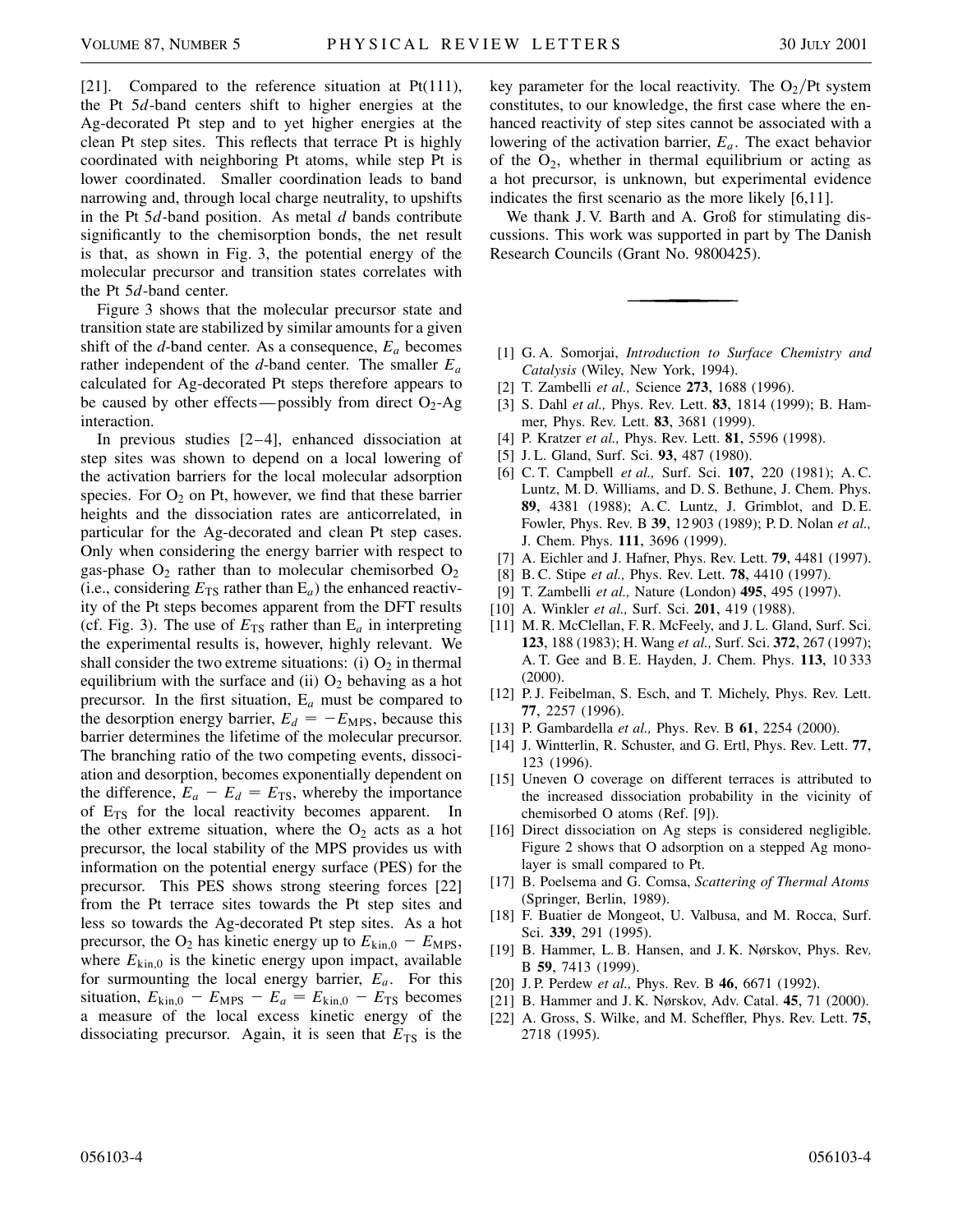[21]. Compared to the reference situation at Pt(111), the Pt 5$d$-band centers shift to higher energies at the Ag-decorated Pt step and to yet higher energies at the clean Pt step sites. This reflects that terrace Pt is highly coordinated with neighboring Pt atoms, while step Pt is lower coordinated. Smaller coordination leads to band narrowing and, through local charge neutrality, to upshifts in the Pt 5$d$-band position. As metal $d$ bands contribute significantly to the chemisorption bonds, the net result is that, as shown in Fig. 3, the potential energy of the molecular precursor and transition states correlates with the Pt 5$d$-band center.

Figure 3 shows that the molecular precursor state and transition state are stabilized by similar amounts for a given shift of the $d$-band center. As a consequence, $E_a$ becomes rather independent of the $d$-band center. The smaller $E_a$ calculated for Ag-decorated Pt steps therefore appears to be caused by other effects—possibly from direct $O_2$-Ag interaction.

In previous studies [2–4], enhanced dissociation at step sites was shown to depend on a local lowering of the activation barriers for the local molecular adsorption species. For $O_2$ on Pt, however, we find that these barrier heights and the dissociation rates are anticorrelated, in particular for the Ag-decorated and clean Pt step cases. Only when considering the energy barrier with respect to gas-phase $O_2$ rather than to molecular chemisorbed $O_2$ (i.e., considering $E_{TS}$ rather than $E_a$) the enhanced reactivity of the Pt steps becomes apparent from the DFT results (cf. Fig. 3). The use of $E_{TS}$ rather than $E_a$ in interpreting the experimental results is, however, highly relevant. We shall consider the two extreme situations: (i) $O_2$ in thermal equilibrium with the surface and (ii) $O_2$ behaving as a hot precursor. In the first situation, $E_a$ must be compared to the desorption energy barrier, $E_d = -E_{MPS}$, because this barrier determines the lifetime of the molecular precursor. The branching ratio of the two competing events, dissociation and desorption, becomes exponentially dependent on the difference, $E_a - E_d = E_{TS}$, whereby the importance of $E_{TS}$ for the local reactivity becomes apparent. In the other extreme situation, where the $O_2$ acts as a hot precursor, the local stability of the MPS provides us with information on the potential energy surface (PES) for the precursor. This PES shows strong steering forces [22] from the Pt terrace sites towards the Pt step sites and less so towards the Ag-decorated Pt step sites. As a hot precursor, the $O_2$ has kinetic energy up to $E_{kin,0} - E_{MPS}$, where $E_{kin,0}$ is the kinetic energy upon impact, available for surmounting the local energy barrier, $E_a$. For this situation, $E_{kin,0} - E_{MPS} - E_a = E_{kin,0} - E_{TS}$ becomes a measure of the local excess kinetic energy of the dissociating precursor. Again, it is seen that $E_{TS}$ is the key parameter for the local reactivity. The $O_2$/Pt system constitutes, to our knowledge, the first case where the enhanced reactivity of step sites cannot be associated with a lowering of the activation barrier, $E_a$. The exact behavior of the $O_2$, whether in thermal equilibrium or acting as a hot precursor, is unknown, but experimental evidence indicates the first scenario as the more likely [6,11].

We thank J. V. Barth and A. Groß for stimulating discussions. This work was supported in part by The Danish Research Councils (Grant No. 9800425).

---

[1] G. A. Somorjai, *Introduction to Surface Chemistry and Catalysis* (Wiley, New York, 1994).

[2] T. Zambelli *et al.,* Science **273**, 1688 (1996).

[3] S. Dahl *et al.,* Phys. Rev. Lett. **83**, 1814 (1999); B. Hammer, Phys. Rev. Lett. **83**, 3681 (1999).

[4] P. Kratzer *et al.,* Phys. Rev. Lett. **81**, 5596 (1998).

[5] J. L. Gland, Surf. Sci. **93**, 487 (1980).

[6] C. T. Campbell *et al.,* Surf. Sci. **107**, 220 (1981); A. C. Luntz, M. D. Williams, and D. S. Bethune, J. Chem. Phys. **89**, 4381 (1988); A. C. Luntz, J. Grimblot, and D. E. Fowler, Phys. Rev. B **39**, 12 903 (1989); P. D. Nolan *et al.,* J. Chem. Phys. **111**, 3696 (1999).

[7] A. Eichler and J. Hafner, Phys. Rev. Lett. **79**, 4481 (1997).

[8] B. C. Stipe *et al.,* Phys. Rev. Lett. **78**, 4410 (1997).

[9] T. Zambelli *et al.,* Nature (London) **495**, 495 (1997).

[10] A. Winkler *et al.,* Surf. Sci. **201**, 419 (1988).

[11] M. R. McClellan, F. R. McFeely, and J. L. Gland, Surf. Sci. **123**, 188 (1983); H. Wang *et al.,* Surf. Sci. **372**, 267 (1997); A. T. Gee and B. E. Hayden, J. Chem. Phys. **113**, 10 333 (2000).

[12] P. J. Feibelman, S. Esch, and T. Michely, Phys. Rev. Lett. **77**, 2257 (1996).

[13] P. Gambardella *et al.,* Phys. Rev. B **61**, 2254 (2000).

[14] J. Wintterlin, R. Schuster, and G. Ertl, Phys. Rev. Lett. **77**, 123 (1996).

[15] Uneven O coverage on different terraces is attributed to the increased dissociation probability in the vicinity of chemisorbed O atoms (Ref. [9]).

[16] Direct dissociation on Ag steps is considered negligible. Figure 2 shows that O adsorption on a stepped Ag monolayer is small compared to Pt.

[17] B. Poelsema and G. Comsa, *Scattering of Thermal Atoms* (Springer, Berlin, 1989).

[18] F. Buatier de Mongeot, U. Valbusa, and M. Rocca, Surf. Sci. **339**, 291 (1995).

[19] B. Hammer, L. B. Hansen, and J. K. Nørskov, Phys. Rev. B **59**, 7413 (1999).

[20] J. P. Perdew *et al.,* Phys. Rev. B **46**, 6671 (1992).

[21] B. Hammer and J. K. Nørskov, Adv. Catal. **45**, 71 (2000).

[22] A. Gross, S. Wilke, and M. Scheffler, Phys. Rev. Lett. **75**, 2718 (1995).